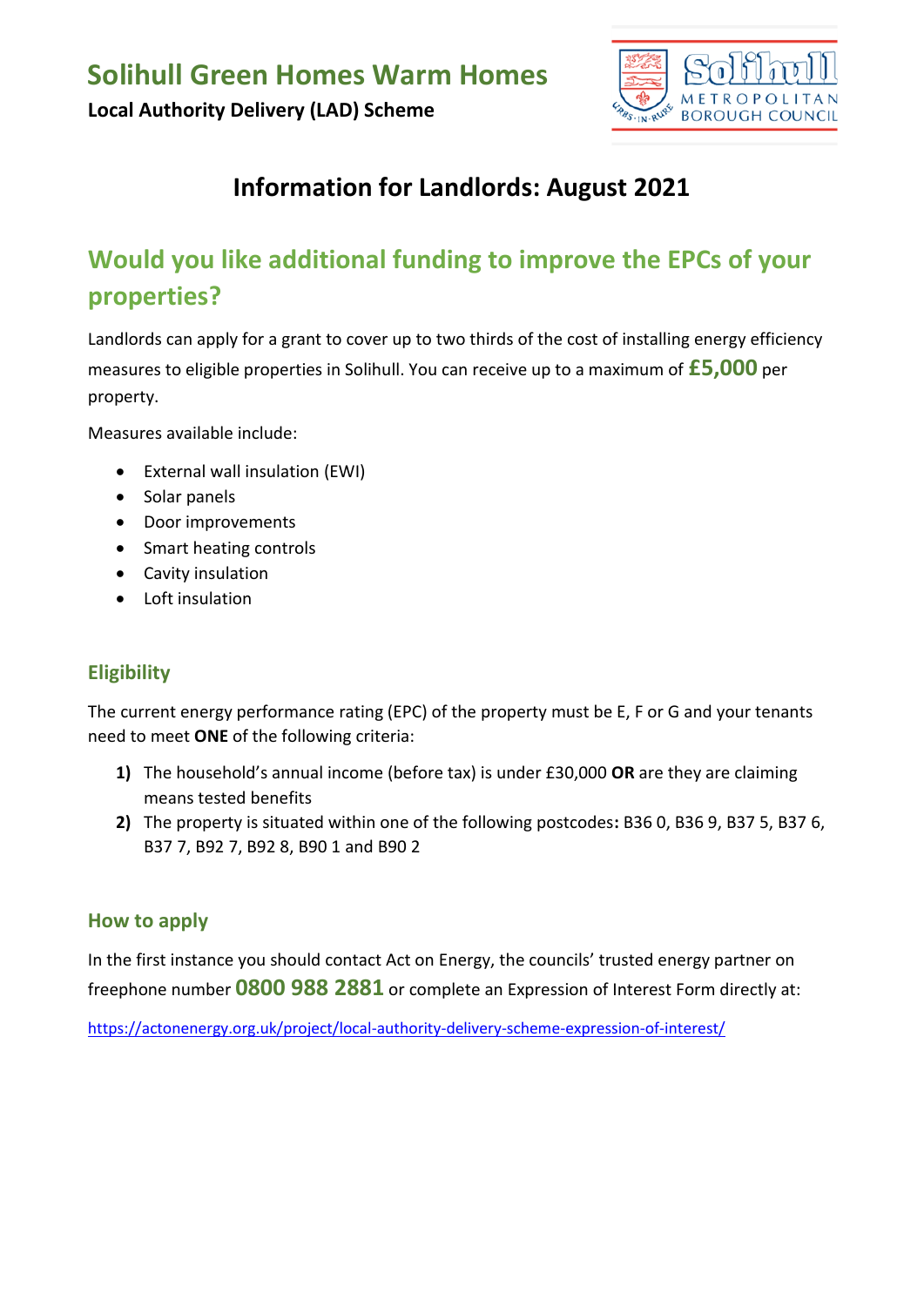# Solihull Green Homes Warm Homes

**Local Authority Delivery (LAD) Scheme**

## Information for Landlords: August 2021

## Would you like additional funding to improve the EPCs of your properties?

Landlords can apply for a grant to cover up to two thirds of the cost of installing energy efficiency measures to eligible properties in Solihull. You can receive up to a maximum of **£5,000** per property.

Measures available include:

- External wall insulation (EWI)
- Solar panels
- Door improvements
- Smart heating controls
- Cavity insulation
- Loft insulation

### Eligibility

The current energy performance rating (EPC) of the property must be E, F or G and your tenants need to meet **ONE** of the following criteria:

1) The household's annual income (before tax) is under £30,000 **OR** are they are claiming means tested benefits
2) The property is situated within one of the following postcodes**:** B36 0, B36 9, B37 5, B37 6, B37 7, B92 7, B92 8, B90 1 and B90 2

### How to apply

In the first instance you should contact Act on Energy, the councils' trusted energy partner on freephone number **0800 988 2881** or complete an Expression of Interest Form directly at:

https://actonenergy.org.uk/project/local-authority-delivery-scheme-expression-of-interest/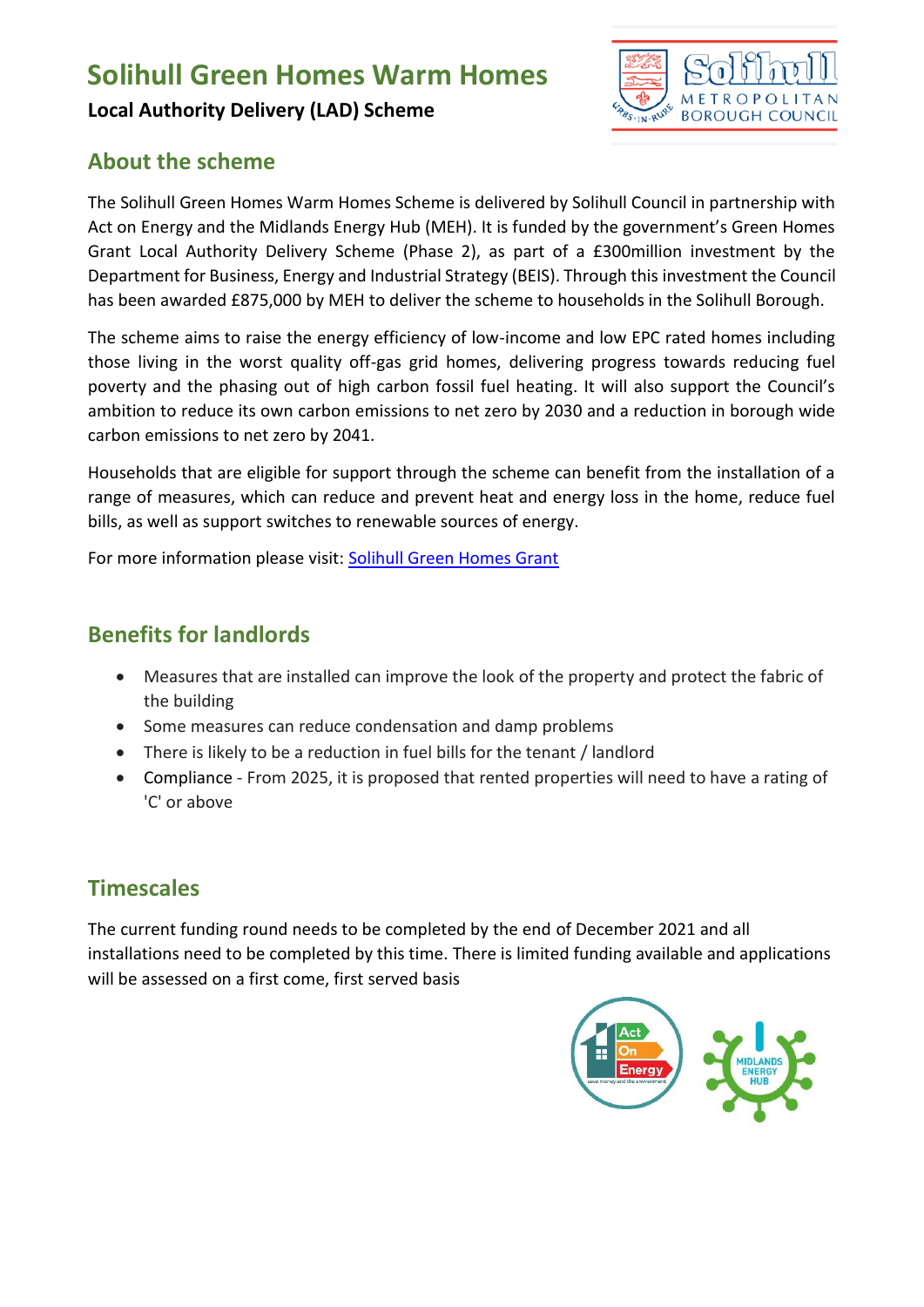# Solihull Green Homes Warm Homes

**Local Authority Delivery (LAD) Scheme**

## About the scheme

The Solihull Green Homes Warm Homes Scheme is delivered by Solihull Council in partnership with Act on Energy and the Midlands Energy Hub (MEH). It is funded by the government's Green Homes Grant Local Authority Delivery Scheme (Phase 2), as part of a £300million investment by the Department for Business, Energy and Industrial Strategy (BEIS). Through this investment the Council has been awarded £875,000 by MEH to deliver the scheme to households in the Solihull Borough.

The scheme aims to raise the energy efficiency of low-income and low EPC rated homes including those living in the worst quality off-gas grid homes, delivering progress towards reducing fuel poverty and the phasing out of high carbon fossil fuel heating. It will also support the Council's ambition to reduce its own carbon emissions to net zero by 2030 and a reduction in borough wide carbon emissions to net zero by 2041.

Households that are eligible for support through the scheme can benefit from the installation of a range of measures, which can reduce and prevent heat and energy loss in the home, reduce fuel bills, as well as support switches to renewable sources of energy.

For more information please visit: Solihull Green Homes Grant

## Benefits for landlords

- Measures that are installed can improve the look of the property and protect the fabric of the building
- Some measures can reduce condensation and damp problems
- There is likely to be a reduction in fuel bills for the tenant / landlord
- Compliance - From 2025, it is proposed that rented properties will need to have a rating of 'C' or above

## Timescales

The current funding round needs to be completed by the end of December 2021 and all installations need to be completed by this time. There is limited funding available and applications will be assessed on a first come, first served basis